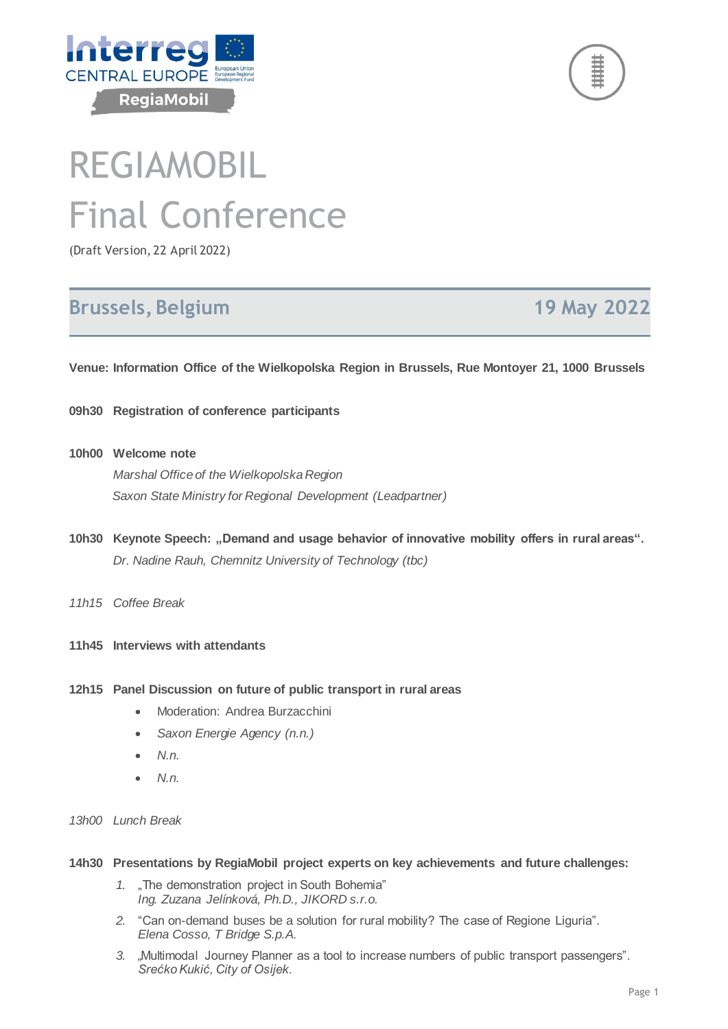# REGIAMOBIL Final Conference

(Draft Version, 22 April 2022)

## Brussels, Belgium — 19 May 2022

**Venue: Information Office of the Wielkopolska Region in Brussels, Rue Montoyer 21, 1000 Brussels**

**09h30 Registration of conference participants**

**10h00 Welcome note**

*Marshal Office of the Wielkopolska Region*

*Saxon State Ministry for Regional Development (Leadpartner)*

**10h30 Keynote Speech: „Demand and usage behavior of innovative mobility offers in rural areas".**

*Dr. Nadine Rauh, Chemnitz University of Technology (tbc)*

*11h15 Coffee Break*

**11h45 Interviews with attendants**

**12h15 Panel Discussion on future of public transport in rural areas**

- Moderation: Andrea Burzacchini
- *Saxon Energie Agency (n.n.)*
- *N.n.*
- *N.n.*

*13h00 Lunch Break*

**14h30 Presentations by RegiaMobil project experts on key achievements and future challenges:**

1. „The demonstration project in South Bohemia"
   *Ing. Zuzana Jelínková, Ph.D., JIKORD s.r.o.*
2. "Can on-demand buses be a solution for rural mobility? The case of Regione Liguria".
   *Elena Cosso, T Bridge S.p.A.*
3. „Multimodal Journey Planner as a tool to increase numbers of public transport passengers".
   *Srećko Kukić, City of Osijek.*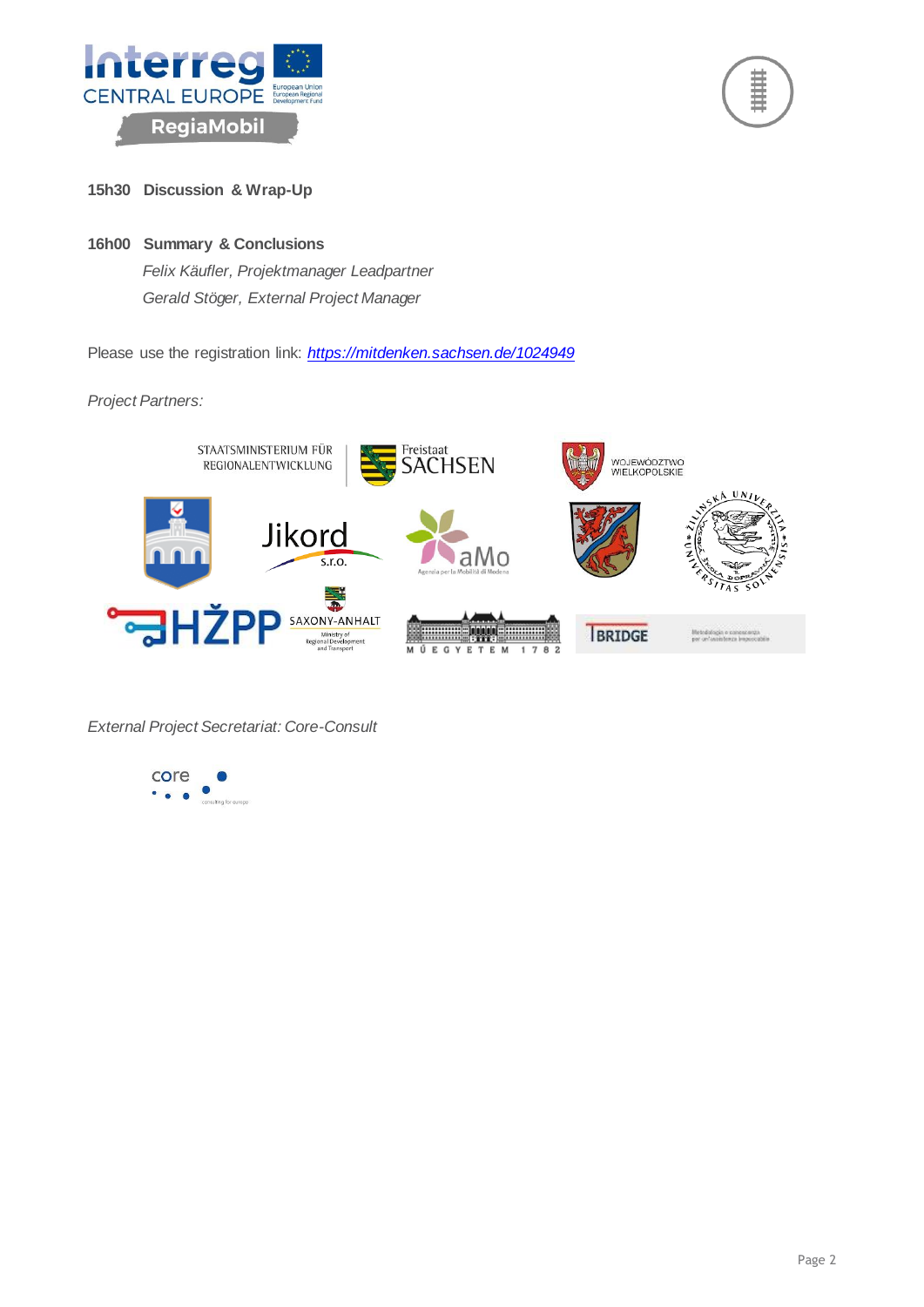**15h30 Discussion & Wrap-Up**

**16h00 Summary & Conclusions**

*Felix Käufler, Projektmanager Leadpartner*

*Gerald Stöger, External Project Manager*

Please use the registration link: *[https://mitdenken.sachsen.de/1024949](https://mitdenken.sachsen.de/1024949)*

*Project Partners:*

*External Project Secretariat: Core-Consult*